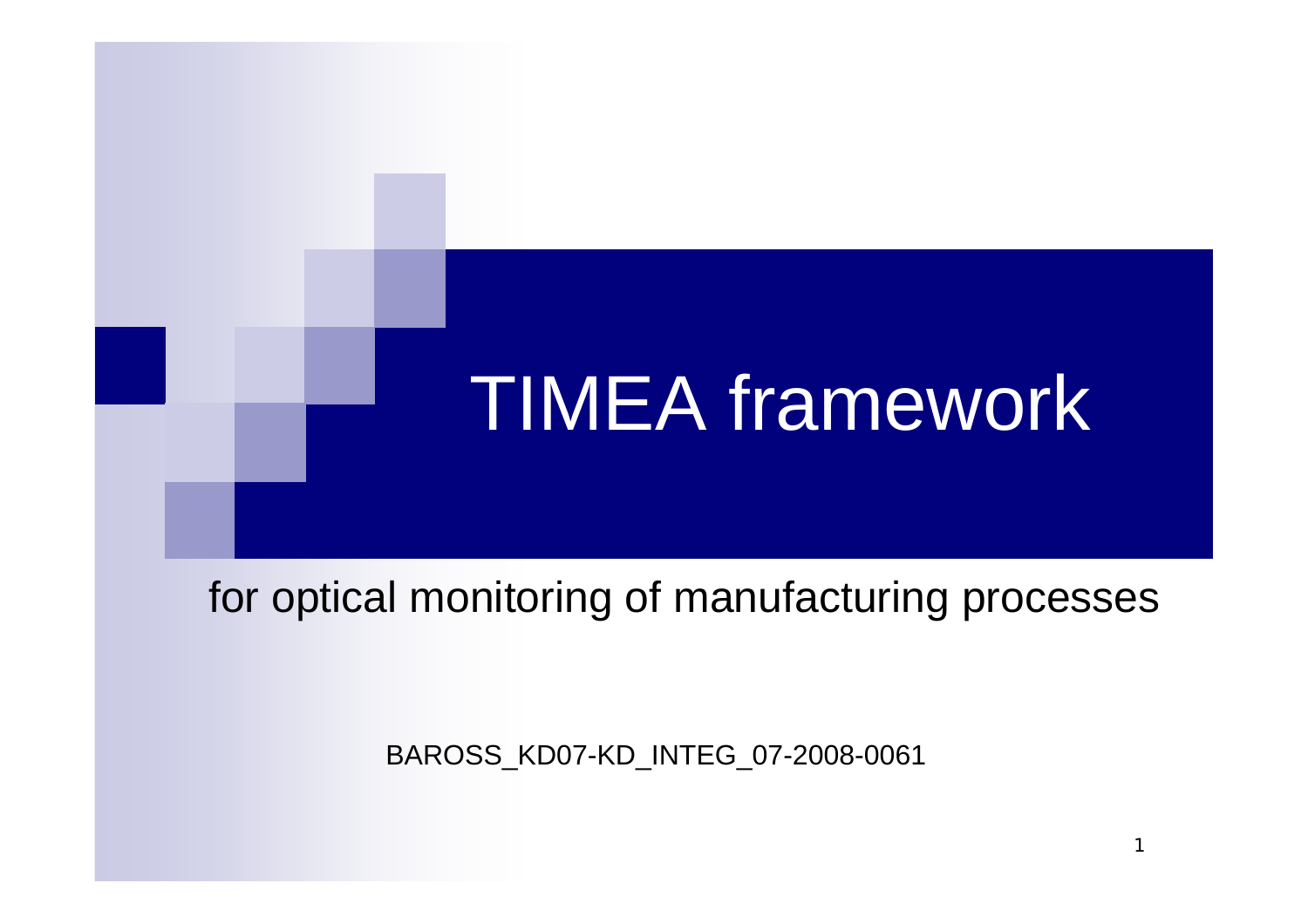# TIMEA framework

for optical monitoring of manufacturing processes

BAROSS_KD07-KD_INTEG_07-2008-0061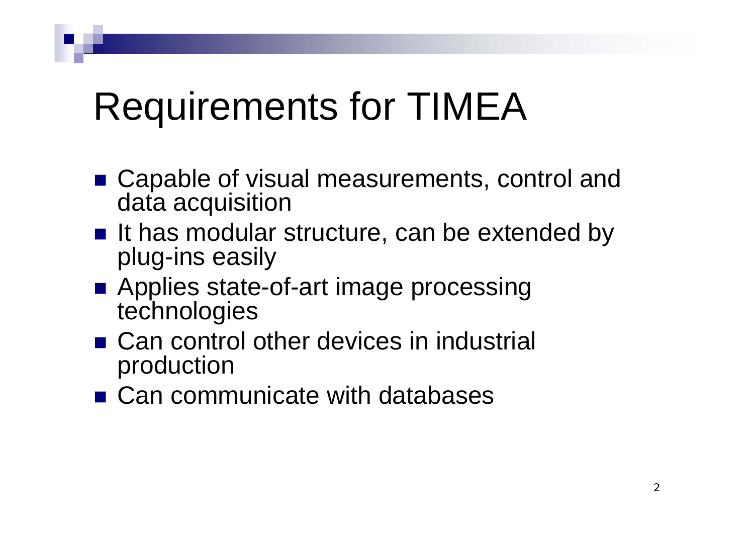# Requirements for TIMEA

- Capable of visual measurements, control and data acquisition
- It has modular structure, can be extended by plug-ins easily
- Applies state-of-art image processing technologies
- Can control other devices in industrial production
- Can communicate with databases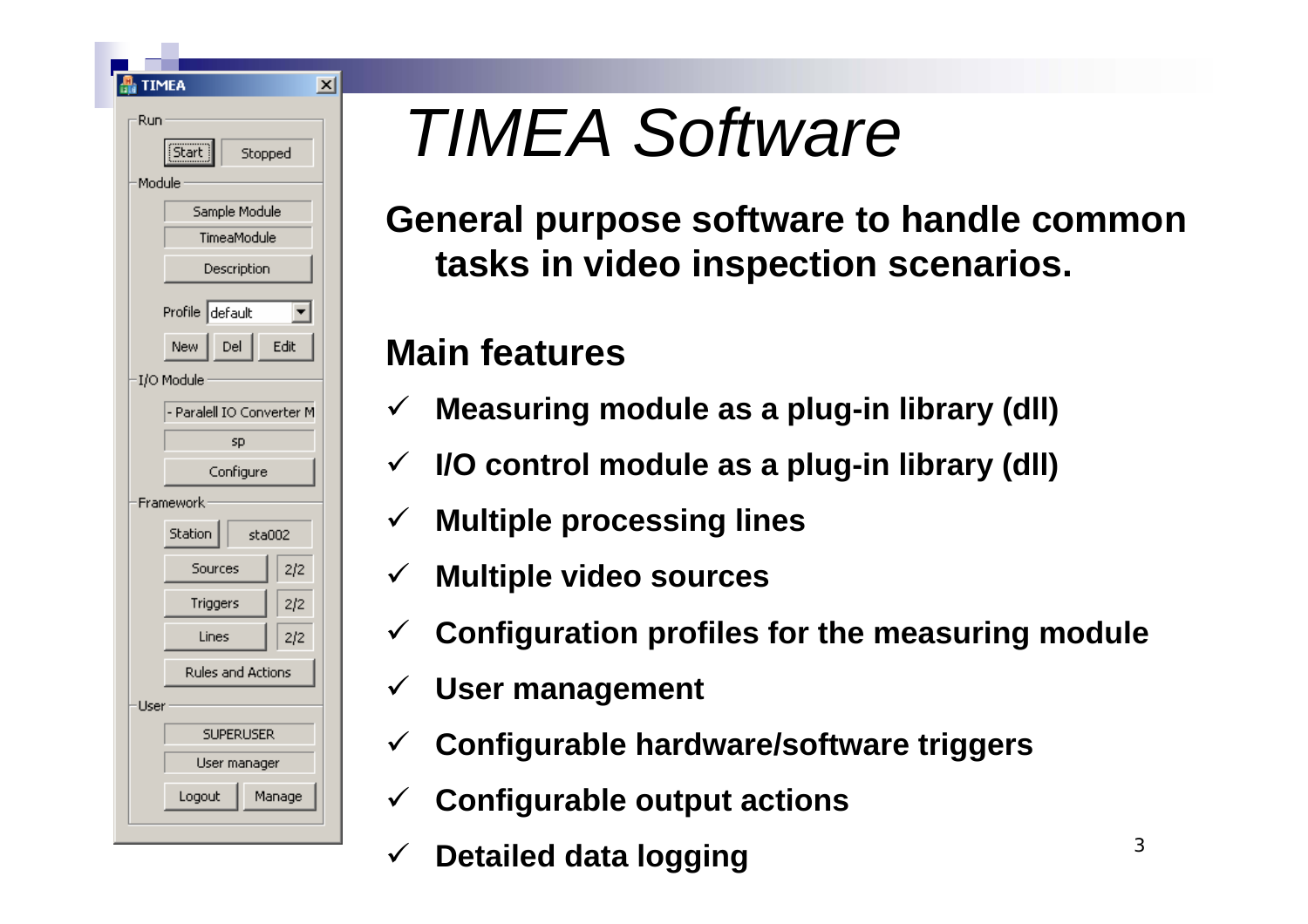# *TIMEA Software*

**General purpose software to handle common tasks in video inspection scenarios.**

## Main features

- ✓ **Measuring module as a plug-in library (dll)**
- ✓ **I/O control module as a plug-in library (dll)**
- ✓ **Multiple processing lines**
- ✓ **Multiple video sources**
- ✓ **Configuration profiles for the measuring module**
- ✓ **User management**
- ✓ **Configurable hardware/software triggers**
- ✓ **Configurable output actions**
- ✓ **Detailed data logging**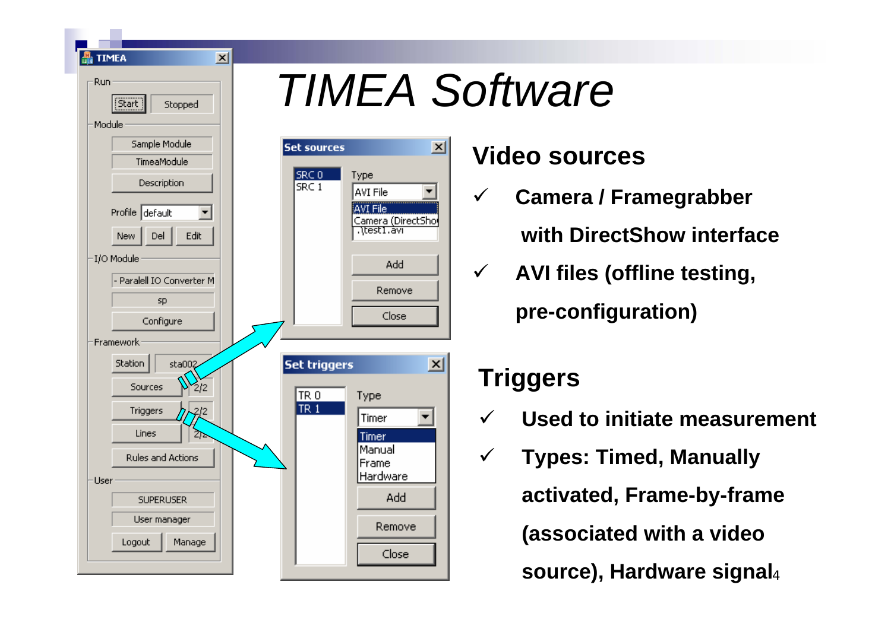# TIMEA Software

## Video sources

- ✓ **Camera / Framegrabber with DirectShow interface**
- ✓ **AVI files (offline testing, pre-configuration)**

## Triggers

- ✓ **Used to initiate measurement**
- ✓ **Types: Timed, Manually activated, Frame-by-frame (associated with a video source), Hardware signal**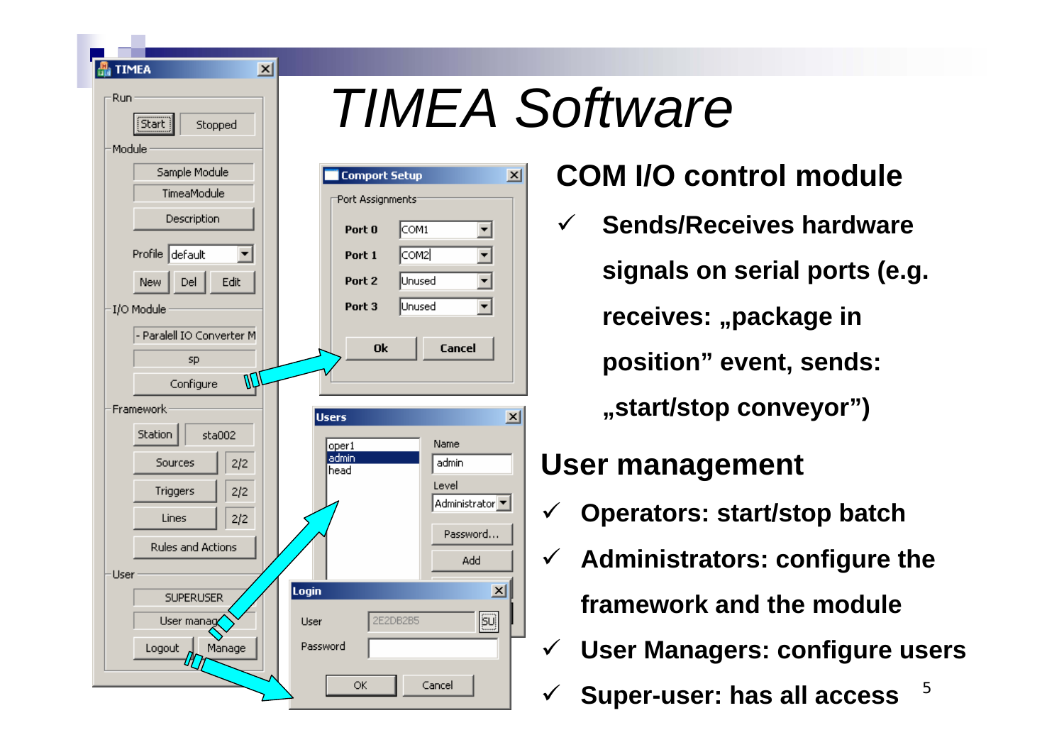# TIMEA Software

## COM I/O control module

- ✓ Sends/Receives hardware signals on serial ports (e.g. receives: „package in position” event, sends: „start/stop conveyor”)

## User management

- ✓ Operators: start/stop batch
- ✓ Administrators: configure the framework and the module
- ✓ User Managers: configure users
- ✓ Super-user: has all access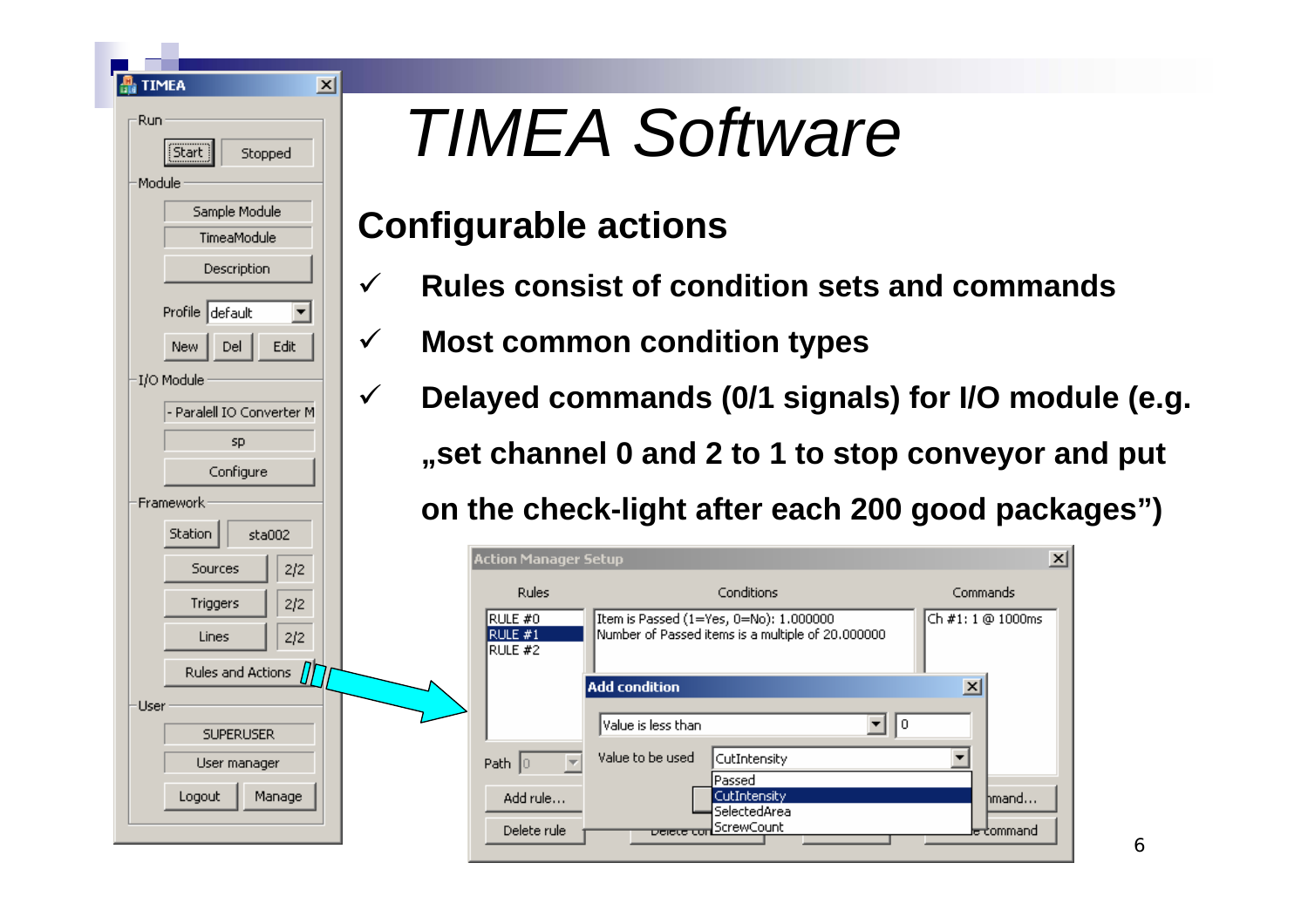# TIMEA Software

## Configurable actions

- ✓ **Rules consist of condition sets and commands**
- ✓ **Most common condition types**
- ✓ **Delayed commands (0/1 signals) for I/O module (e.g. „set channel 0 and 2 to 1 to stop conveyor and put on the check-light after each 200 good packages”)**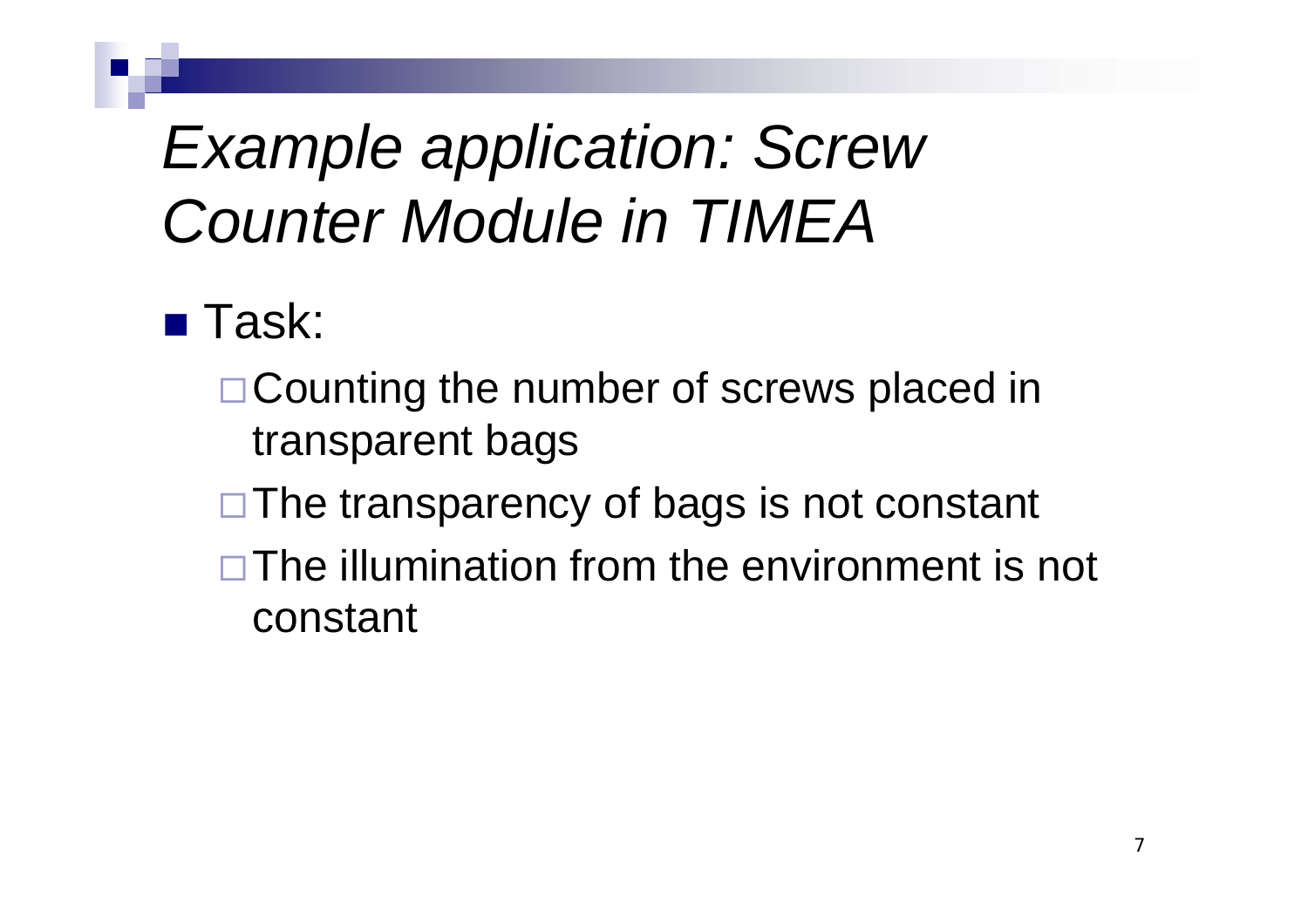# *Example application: Screw Counter Module in TIMEA*

- Task:
  - Counting the number of screws placed in transparent bags
  - The transparency of bags is not constant
  - The illumination from the environment is not constant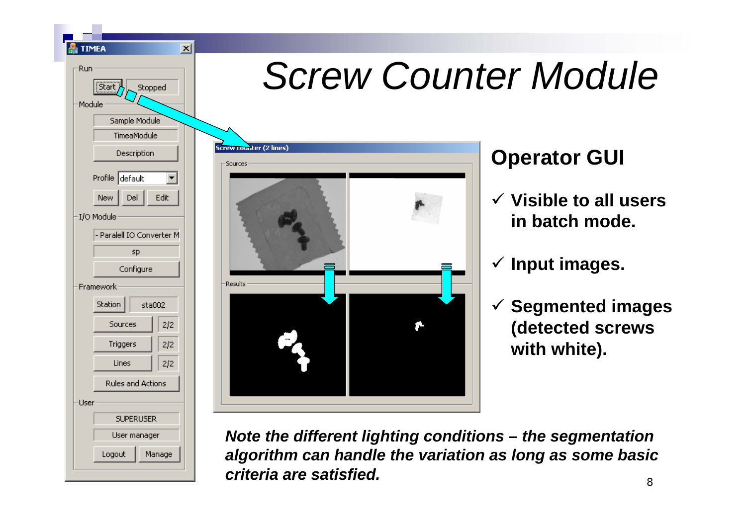# Screw Counter Module

## Operator GUI

- ✓ **Visible to all users in batch mode.**
- ✓ **Input images.**
- ✓ **Segmented images (detected screws with white).**

***Note the different lighting conditions – the segmentation algorithm can handle the variation as long as some basic criteria are satisfied.***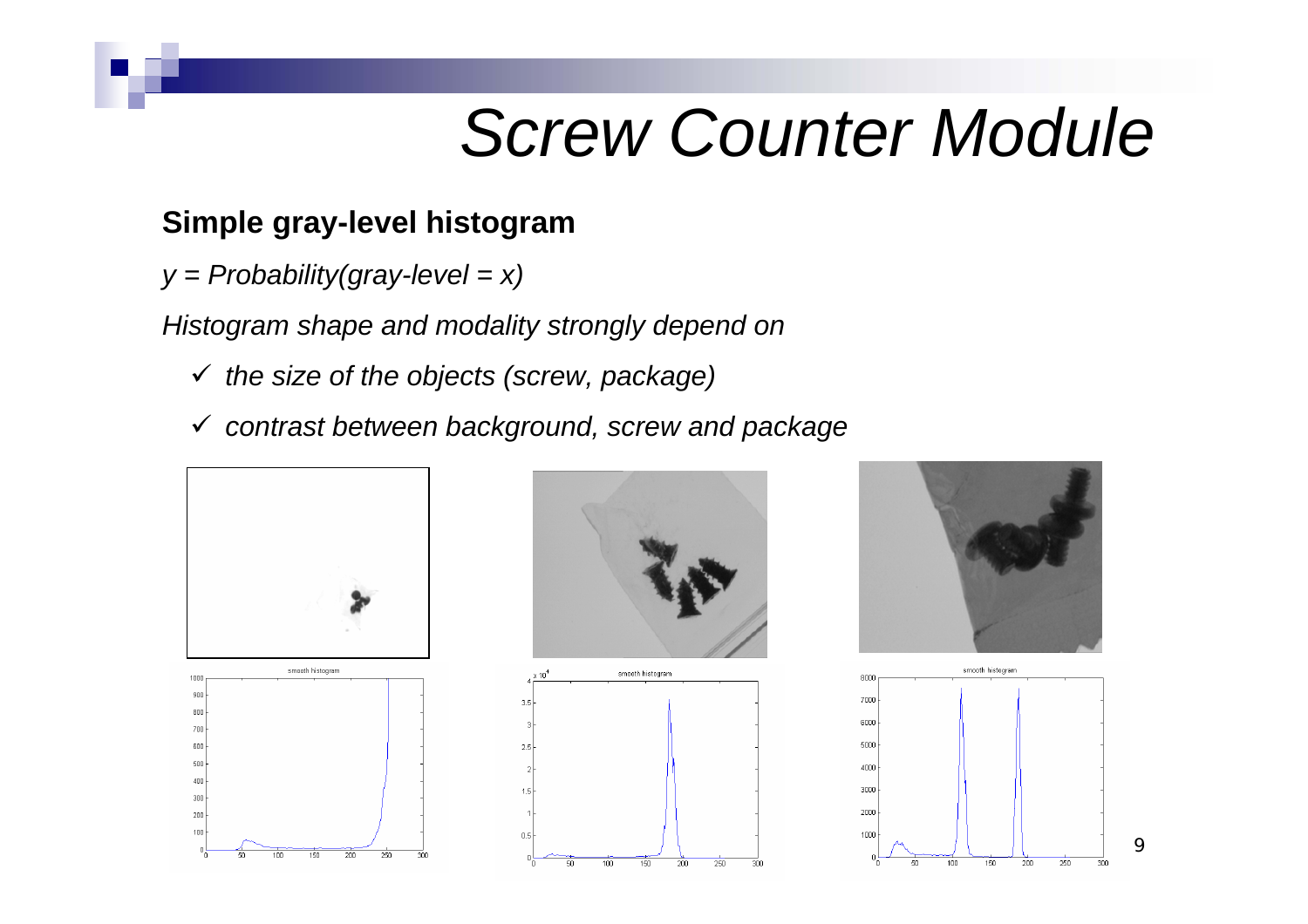# Screw Counter Module

**Simple gray-level histogram**

*y = Probability(gray-level = x)*

*Histogram shape and modality strongly depend on*

- ✓ *the size of the objects (screw, package)*
- ✓ *contrast between background, screw and package*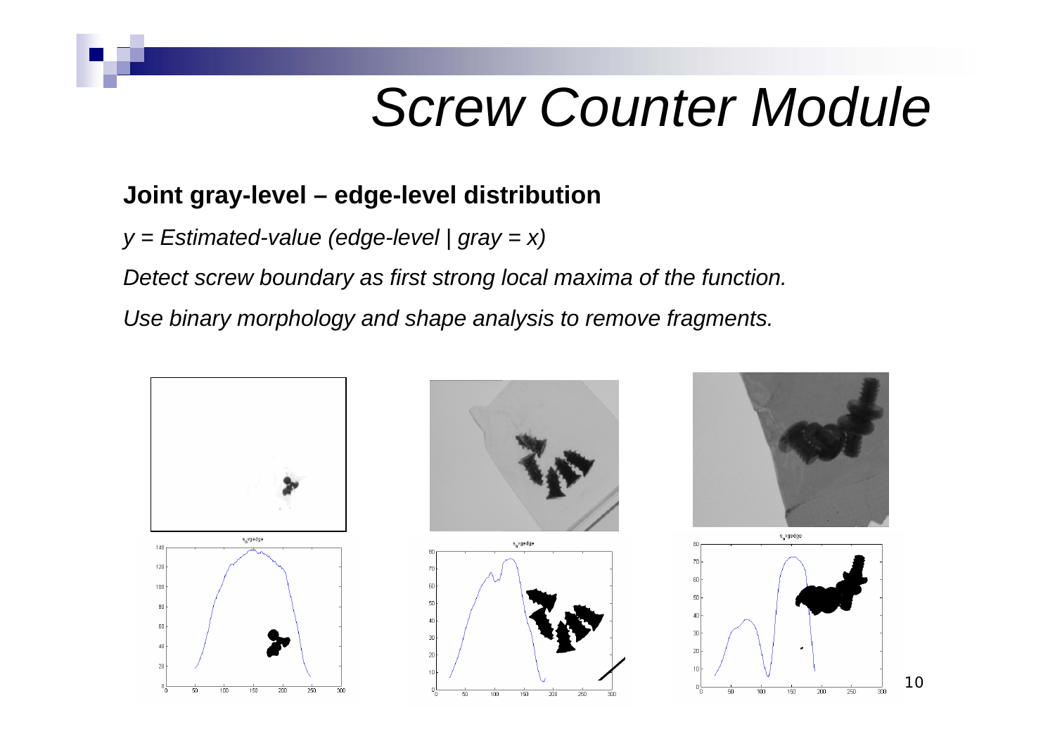# Screw Counter Module

**Joint gray-level – edge-level distribution**

*y = Estimated-value (edge-level | gray = x)*

*Detect screw boundary as first strong local maxima of the function.*

*Use binary morphology and shape analysis to remove fragments.*

s_avgedge

s_avgedge

s_avgedge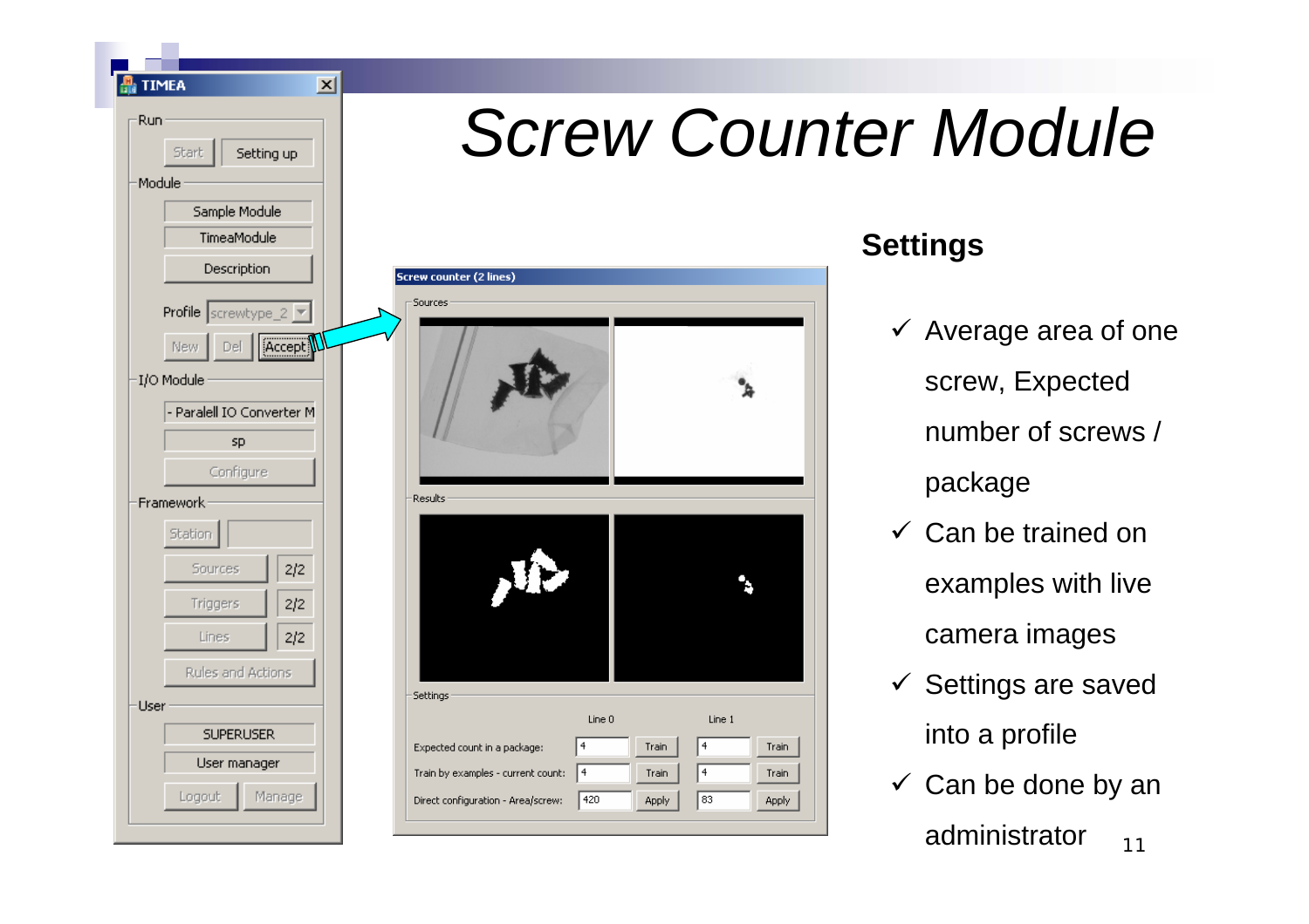# Screw Counter Module

### Settings

- ✓ Average area of one screw, Expected number of screws / package
- ✓ Can be trained on examples with live camera images
- ✓ Settings are saved into a profile
- ✓ Can be done by an administrator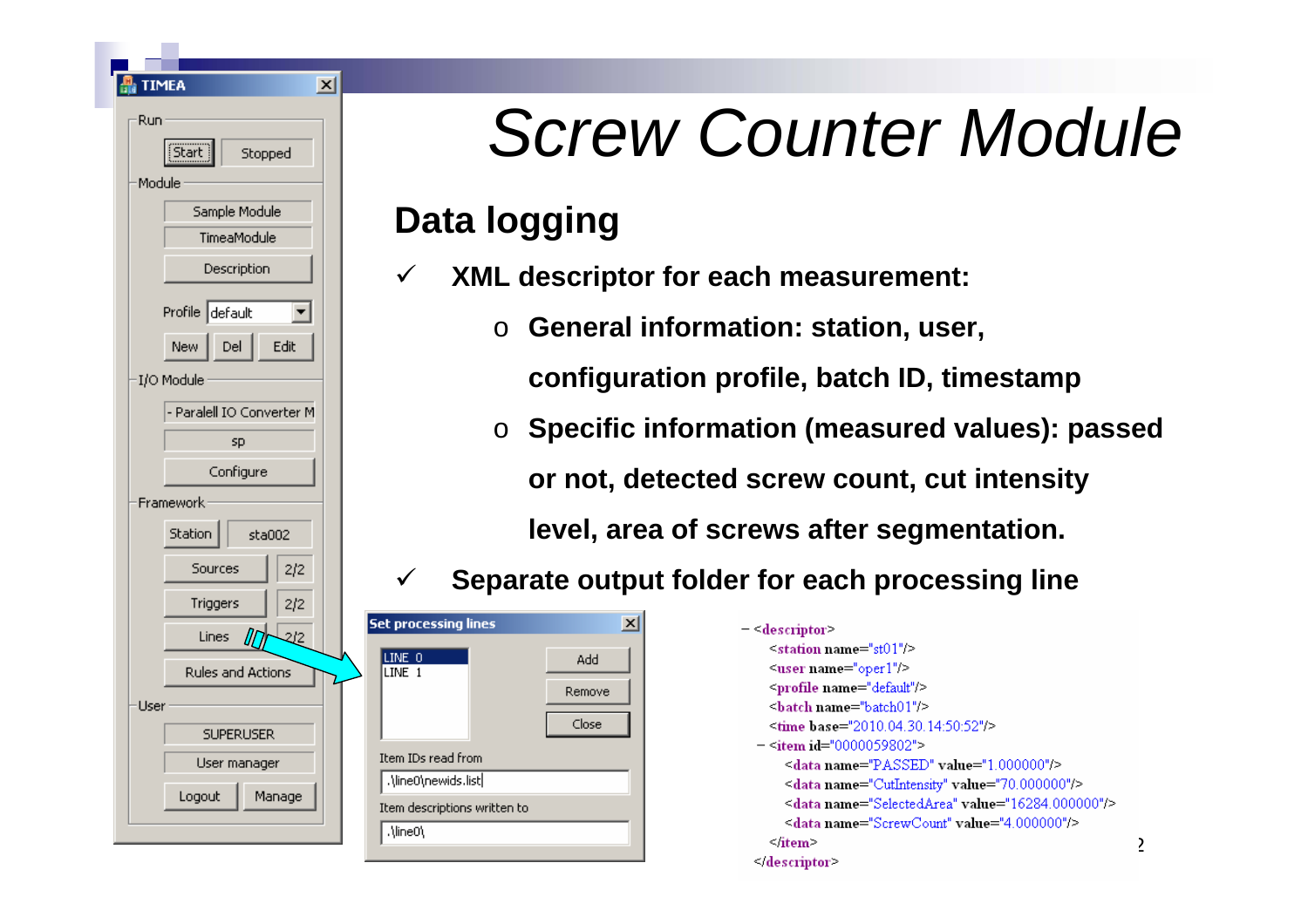# Screw Counter Module

## Data logging

- ✓ **XML descriptor for each measurement:**
  - o **General information: station, user, configuration profile, batch ID, timestamp**
  - o **Specific information (measured values): passed or not, detected screw count, cut intensity level, area of screws after segmentation.**
- ✓ **Separate output folder for each processing line**

TIMEA

Run
Start | Stopped

Module
Sample Module
TimeaModule
Description
Profile default
New | Del | Edit

I/O Module
- Paralell IO Converter M
sp
Configure

Framework
Station | sta002
Sources | 2/2
Triggers | 2/2
Lines | 2/2
Rules and Actions

User
SUPERUSER
User manager
Logout | Manage

Set processing lines

LINE 0
LINE 1

Add
Remove
Close

Item IDs read from
.\line0\newids.list

Item descriptions written to
.\line0\

```
- <descriptor>
    <station name="st01"/>
    <user name="oper1"/>
    <profile name="default"/>
    <batch name="batch01"/>
    <time base="2010.04.30.14:50:52"/>
  - <item id="0000059802">
      <data name="PASSED" value="1.000000"/>
      <data name="CutIntensity" value="70.000000"/>
      <data name="SelectedArea" value="16284.000000"/>
      <data name="ScrewCount" value="4.000000"/>
    </item>
</descriptor>
```